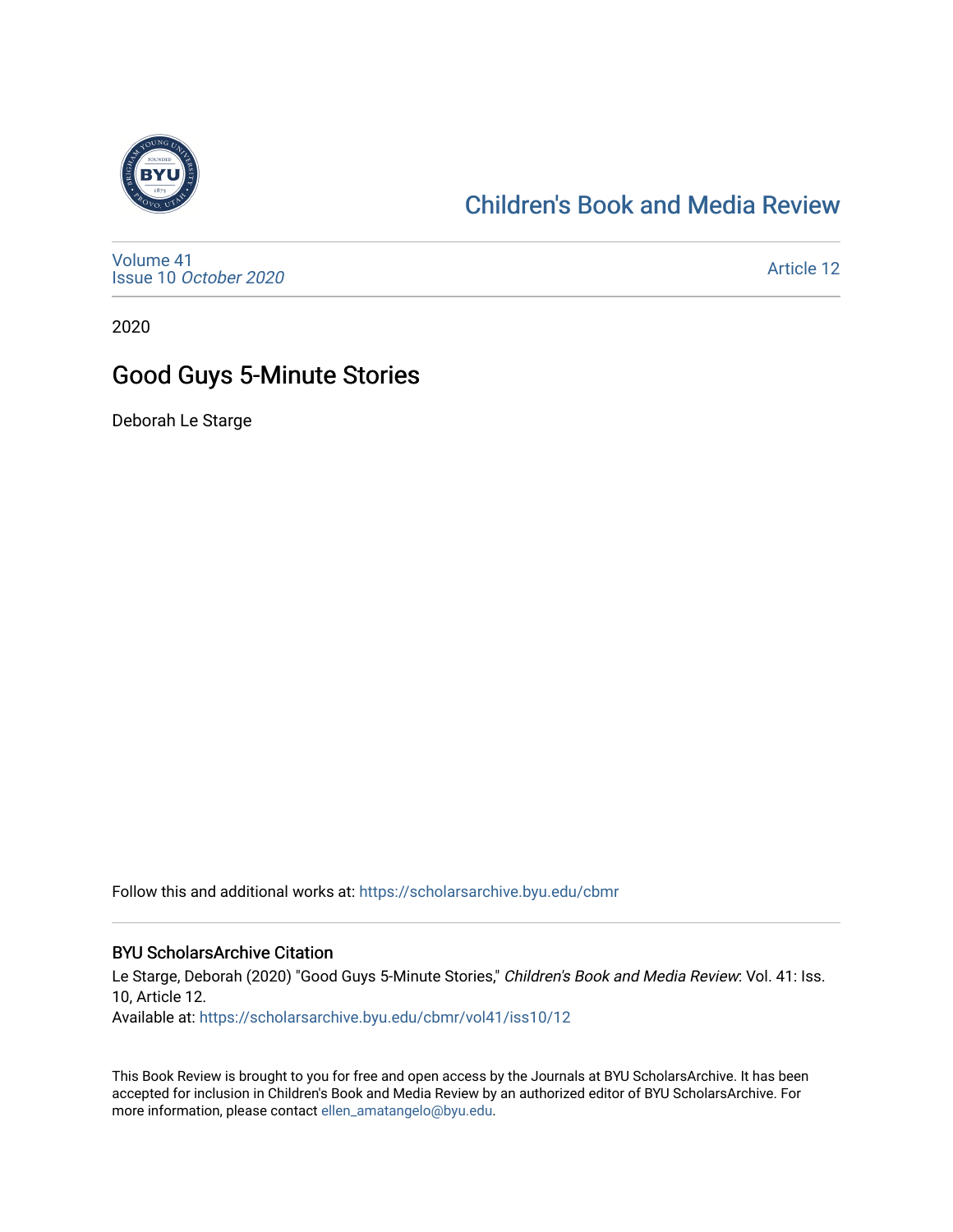Children's Book and Media Review

Volume 41
Issue 10 *October 2020*

Article 12

2020

# Good Guys 5-Minute Stories

Deborah Le Starge

Follow this and additional works at: https://scholarsarchive.byu.edu/cbmr

## BYU ScholarsArchive Citation

Le Starge, Deborah (2020) "Good Guys 5-Minute Stories," *Children's Book and Media Review*: Vol. 41: Iss. 10, Article 12.
Available at: https://scholarsarchive.byu.edu/cbmr/vol41/iss10/12

This Book Review is brought to you for free and open access by the Journals at BYU ScholarsArchive. It has been accepted for inclusion in Children's Book and Media Review by an authorized editor of BYU ScholarsArchive. For more information, please contact ellen_amatangelo@byu.edu.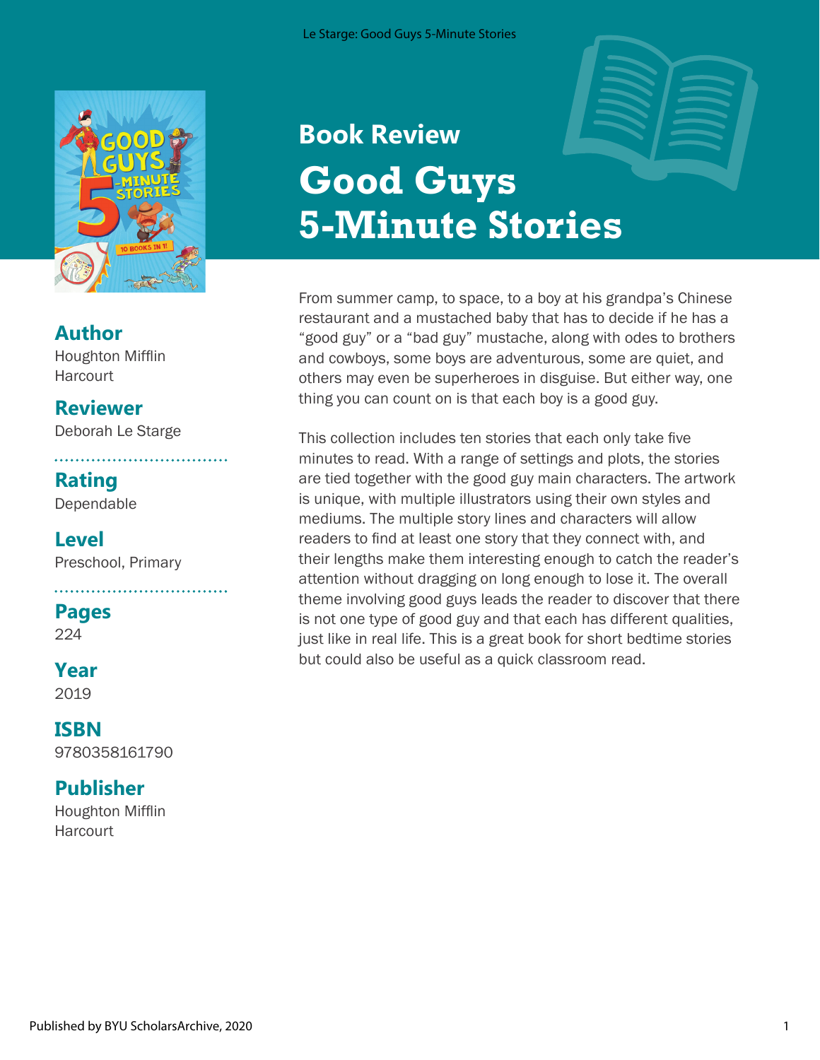## Book Review

# Good Guys 5-Minute Stories

**Author**
Houghton Mifflin Harcourt

**Reviewer**
Deborah Le Starge

**Rating**
Dependable

**Level**
Preschool, Primary

**Pages**
224

**Year**
2019

**ISBN**
9780358161790

**Publisher**
Houghton Mifflin Harcourt

From summer camp, to space, to a boy at his grandpa's Chinese restaurant and a mustached baby that has to decide if he has a "good guy" or a "bad guy" mustache, along with odes to brothers and cowboys, some boys are adventurous, some are quiet, and others may even be superheroes in disguise. But either way, one thing you can count on is that each boy is a good guy.

This collection includes ten stories that each only take five minutes to read. With a range of settings and plots, the stories are tied together with the good guy main characters. The artwork is unique, with multiple illustrators using their own styles and mediums. The multiple story lines and characters will allow readers to find at least one story that they connect with, and their lengths make them interesting enough to catch the reader's attention without dragging on long enough to lose it. The overall theme involving good guys leads the reader to discover that there is not one type of good guy and that each has different qualities, just like in real life. This is a great book for short bedtime stories but could also be useful as a quick classroom read.